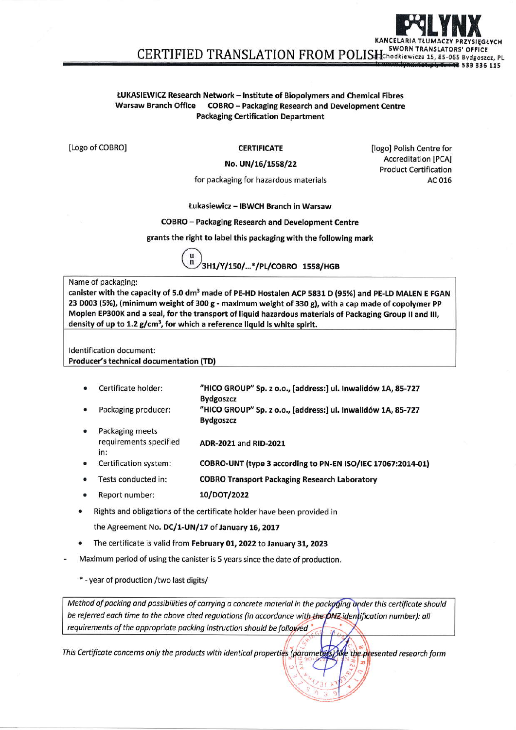# CERTIFIED TRANSLATION FROM POLISH

**ŁUKASIEWICZ Research Network – Institute of Biopolymers and Chemical Fibres**
**Warsaw Branch Office COBRO – Packaging Research and Development Centre**
**Packaging Certification Department**

[Logo of COBRO]

**CERTIFICATE**

**No. UN/16/1558/22**

for packaging for hazardous materials

[logo] Polish Centre for Accreditation [PCA] Product Certification AC 016

**Łukasiewicz – IBWCH Branch in Warsaw**

**COBRO – Packaging Research and Development Centre**

**grants the right to label this packaging with the following mark**

**(u n) 3H1/Y/150/...*/PL/COBRO 1558/HGB**

| Name of packaging: |
|---|
| **canister with the capacity of 5.0 dm³ made of PE-HD Hostalen ACP 5831 D (95%) and PE-LD MALEN E FGAN 23 D003 (5%), (minimum weight of 300 g - maximum weight of 330 g), with a cap made of copolymer PP Moplen EP300K and a seal, for the transport of liquid hazardous materials of Packaging Group II and III, density of up to 1.2 g/cm³, for which a reference liquid is white spirit.** |
| Identification document: **Producer's technical documentation (TD)** |

- Certificate holder: **"HICO GROUP" Sp. z o.o., [address:] ul. Inwalidów 1A, 85-727 Bydgoszcz**
- Packaging producer: **"HICO GROUP" Sp. z o.o., [address:] ul. Inwalidów 1A, 85-727 Bydgoszcz**
- Packaging meets requirements specified in: **ADR-2021 and RID-2021**
- Certification system: **COBRO-UNT (type 3 according to PN-EN ISO/IEC 17067:2014-01)**
- Tests conducted in: **COBRO Transport Packaging Research Laboratory**
- Report number: **10/DOT/2022**
- Rights and obligations of the certificate holder have been provided in the Agreement No. **DC/1-UN/17** of **January 16, 2017**
- The certificate is valid from **February 01, 2022** to **January 31, 2023**

- Maximum period of using the canister is 5 years since the date of production.

\* - year of production /two last digits/

| *Method of packing and possibilities of carrying a concrete material in the packaging under this certificate should be referred each time to the above cited regulations (in accordance with the ONZ identification number): all requirements of the appropriate packing instruction should be followed* |
|---|

*This Certificate concerns only the products with identical properties (parameters) like the presented research form*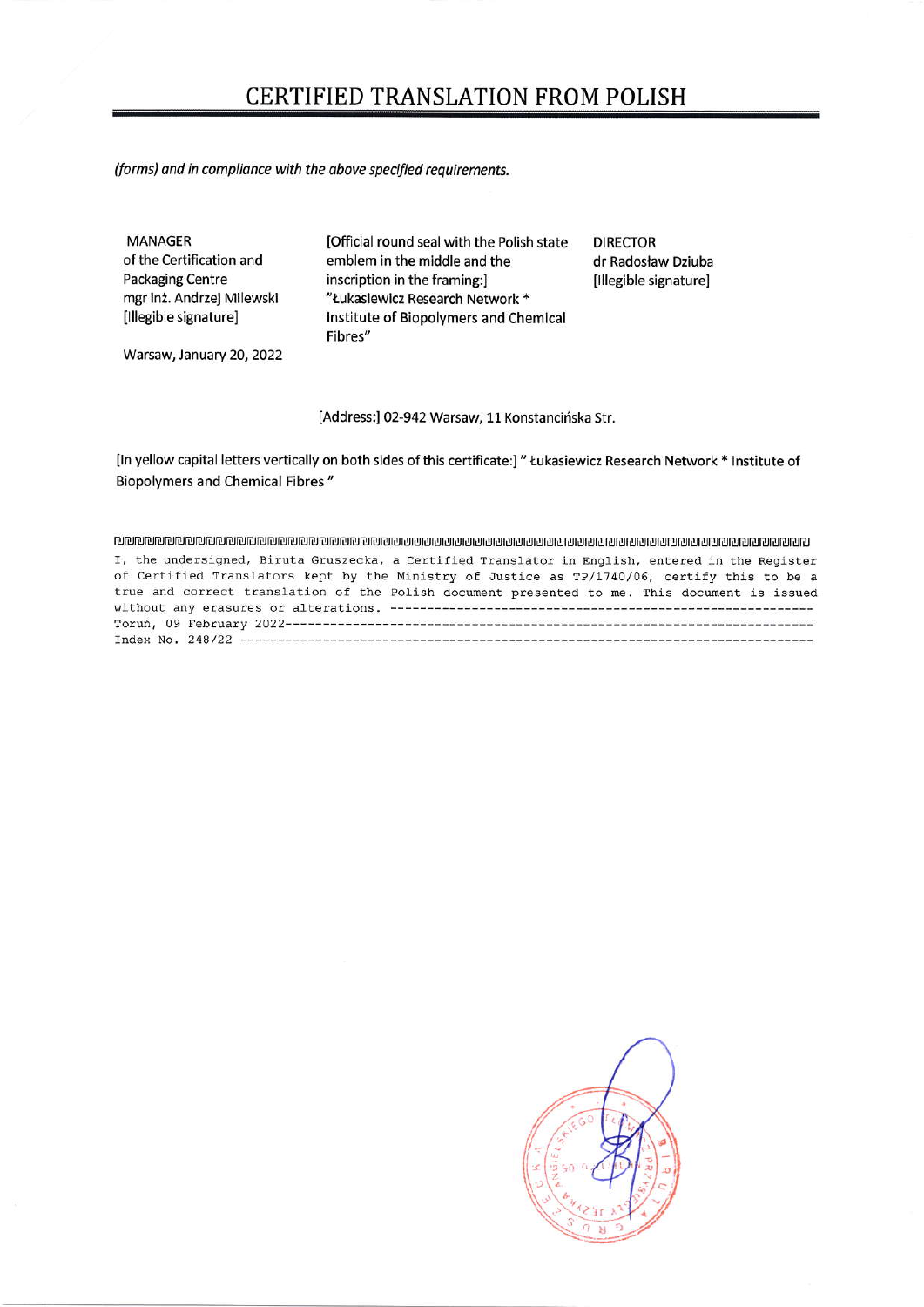# CERTIFIED TRANSLATION FROM POLISH

*(forms) and in compliance with the above specified requirements.*

MANAGER
of the Certification and
Packaging Centre
mgr inż. Andrzej Milewski
[Illegible signature]

Warsaw, January 20, 2022

[Official round seal with the Polish state emblem in the middle and the inscription in the framing:] "Łukasiewicz Research Network * Institute of Biopolymers and Chemical Fibres"

DIRECTOR
dr Radosław Dziuba
[Illegible signature]

[Address:] 02-942 Warsaw, 11 Konstancińska Str.

[In yellow capital letters vertically on both sides of this certificate:] " Łukasiewicz Research Network * Institute of Biopolymers and Chemical Fibres "

I, the undersigned, Biruta Gruszecka, a Certified Translator in English, entered in the Register of Certified Translators kept by the Ministry of Justice as TP/1740/06, certify this to be a true and correct translation of the Polish document presented to me. This document is issued without any erasures or alterations. ----------------------------------------------------------
Toruń, 09 February 2022-------------------------------------------------------------------
Index No. 248/22 ---------------------------------------------------------------------------